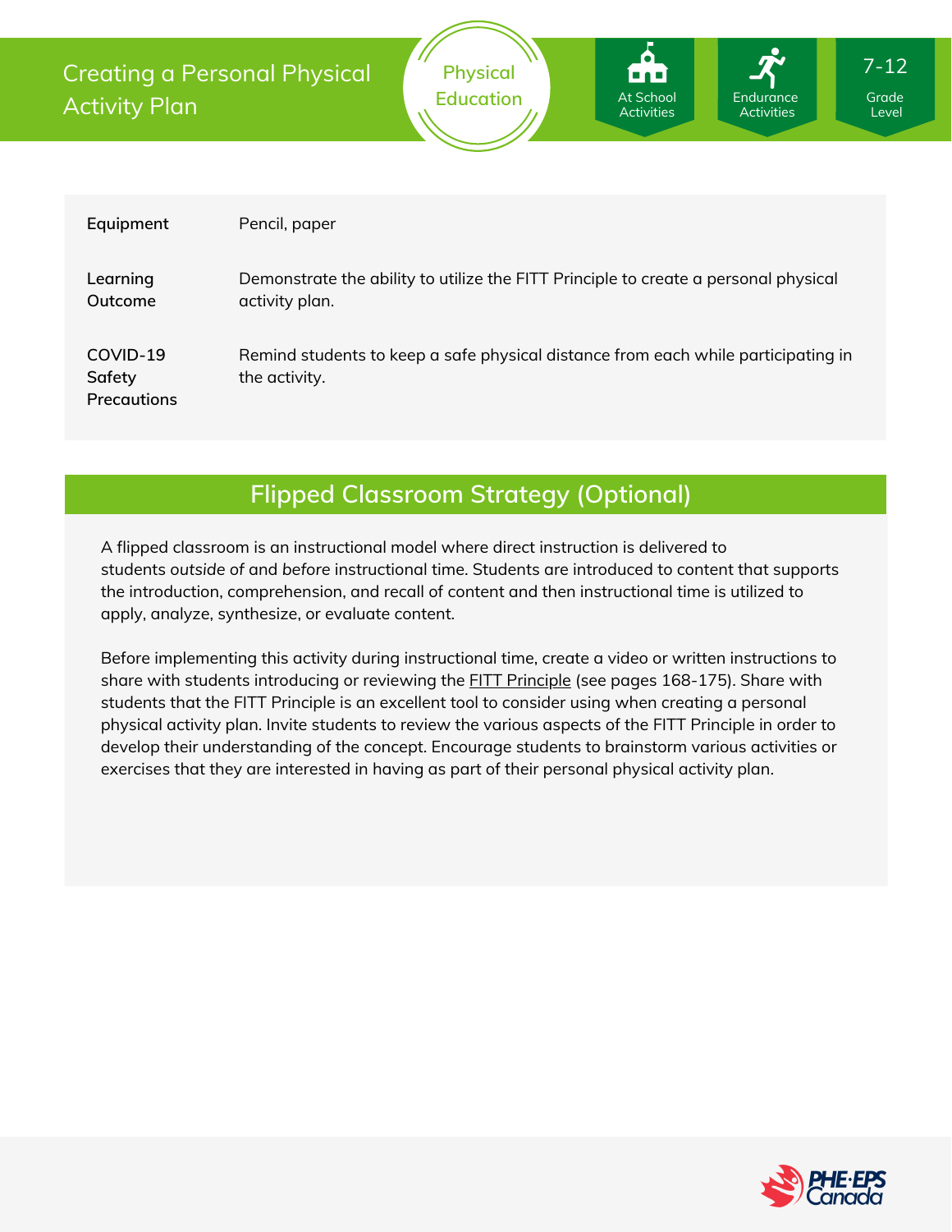# Creating a Personal Physical Activity Plan

Physical Education

At School Activities | Endurance Activities | 7-12 Grade Level

| | |
|---|---|
| **Equipment** | Pencil, paper |
| **Learning Outcome** | Demonstrate the ability to utilize the FITT Principle to create a personal physical activity plan. |
| **COVID-19 Safety Precautions** | Remind students to keep a safe physical distance from each while participating in the activity. |

## Flipped Classroom Strategy (Optional)

A flipped classroom is an instructional model where direct instruction is delivered to students *outside* of and *before* instructional time. Students are introduced to content that supports the introduction, comprehension, and recall of content and then instructional time is utilized to apply, analyze, synthesize, or evaluate content.

Before implementing this activity during instructional time, create a video or written instructions to share with students introducing or reviewing the FITT Principle (see pages 168-175). Share with students that the FITT Principle is an excellent tool to consider using when creating a personal physical activity plan. Invite students to review the various aspects of the FITT Principle in order to develop their understanding of the concept. Encourage students to brainstorm various activities or exercises that they are interested in having as part of their personal physical activity plan.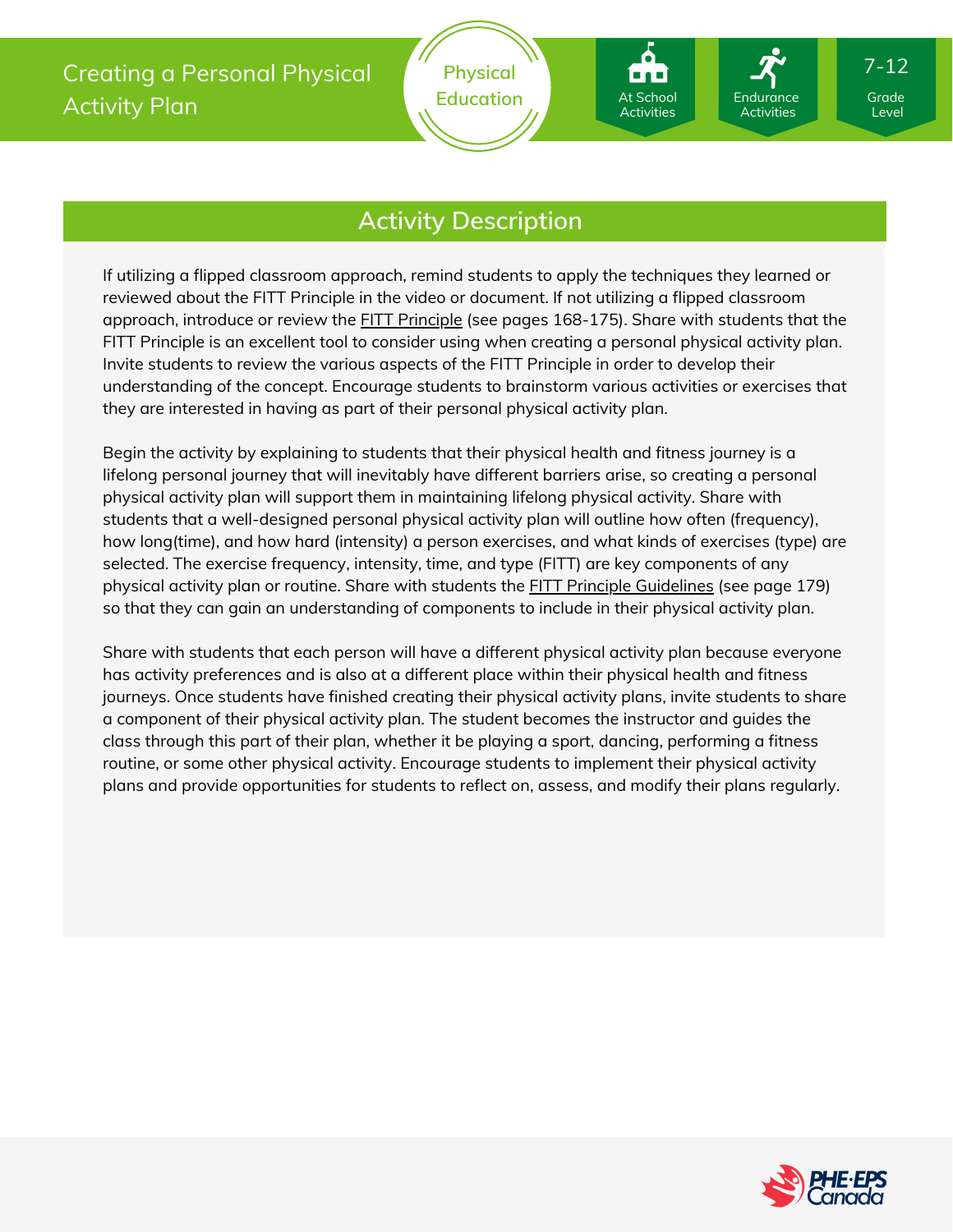# Creating a Personal Physical Activity Plan

Physical Education

At School Activities | Endurance Activities | 7-12 Grade Level

## Activity Description

If utilizing a flipped classroom approach, remind students to apply the techniques they learned or reviewed about the FITT Principle in the video or document. If not utilizing a flipped classroom approach, introduce or review the FITT Principle (see pages 168-175). Share with students that the FITT Principle is an excellent tool to consider using when creating a personal physical activity plan. Invite students to review the various aspects of the FITT Principle in order to develop their understanding of the concept. Encourage students to brainstorm various activities or exercises that they are interested in having as part of their personal physical activity plan.

Begin the activity by explaining to students that their physical health and fitness journey is a lifelong personal journey that will inevitably have different barriers arise, so creating a personal physical activity plan will support them in maintaining lifelong physical activity. Share with students that a well-designed personal physical activity plan will outline how often (frequency), how long(time), and how hard (intensity) a person exercises, and what kinds of exercises (type) are selected. The exercise frequency, intensity, time, and type (FITT) are key components of any physical activity plan or routine. Share with students the FITT Principle Guidelines (see page 179) so that they can gain an understanding of components to include in their physical activity plan.

Share with students that each person will have a different physical activity plan because everyone has activity preferences and is also at a different place within their physical health and fitness journeys. Once students have finished creating their physical activity plans, invite students to share a component of their physical activity plan. The student becomes the instructor and guides the class through this part of their plan, whether it be playing a sport, dancing, performing a fitness routine, or some other physical activity. Encourage students to implement their physical activity plans and provide opportunities for students to reflect on, assess, and modify their plans regularly.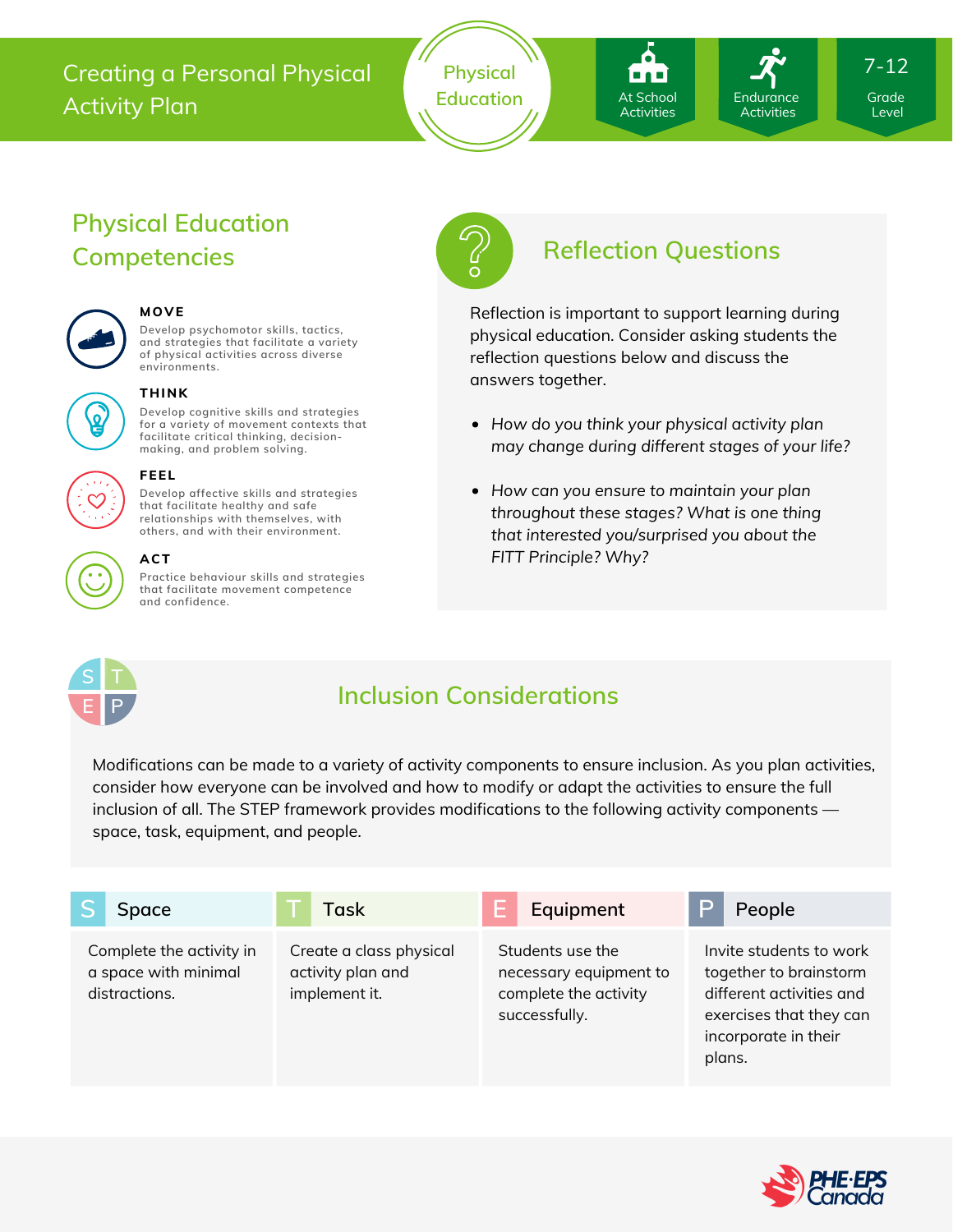Creating a Personal Physical Activity Plan

Physical Education

At School Activities | Endurance Activities | 7-12 Grade Level

## Physical Education Competencies

**MOVE**
Develop psychomotor skills, tactics, and strategies that facilitate a variety of physical activities across diverse environments.

**THINK**
Develop cognitive skills and strategies for a variety of movement contexts that facilitate critical thinking, decision-making, and problem solving.

**FEEL**
Develop affective skills and strategies that facilitate healthy and safe relationships with themselves, with others, and with their environment.

**ACT**
Practice behaviour skills and strategies that facilitate movement competence and confidence.

## Reflection Questions

Reflection is important to support learning during physical education. Consider asking students the reflection questions below and discuss the answers together.

- *How do you think your physical activity plan may change during different stages of your life?*
- *How can you ensure to maintain your plan throughout these stages? What is one thing that interested you/surprised you about the FITT Principle? Why?*

## Inclusion Considerations

Modifications can be made to a variety of activity components to ensure inclusion. As you plan activities, consider how everyone can be involved and how to modify or adapt the activities to ensure the full inclusion of all. The STEP framework provides modifications to the following activity components — space, task, equipment, and people.

| S Space | T Task | E Equipment | P People |
|---|---|---|---|
| Complete the activity in a space with minimal distractions. | Create a class physical activity plan and implement it. | Students use the necessary equipment to complete the activity successfully. | Invite students to work together to brainstorm different activities and exercises that they can incorporate in their plans. |

PHE·EPS Canada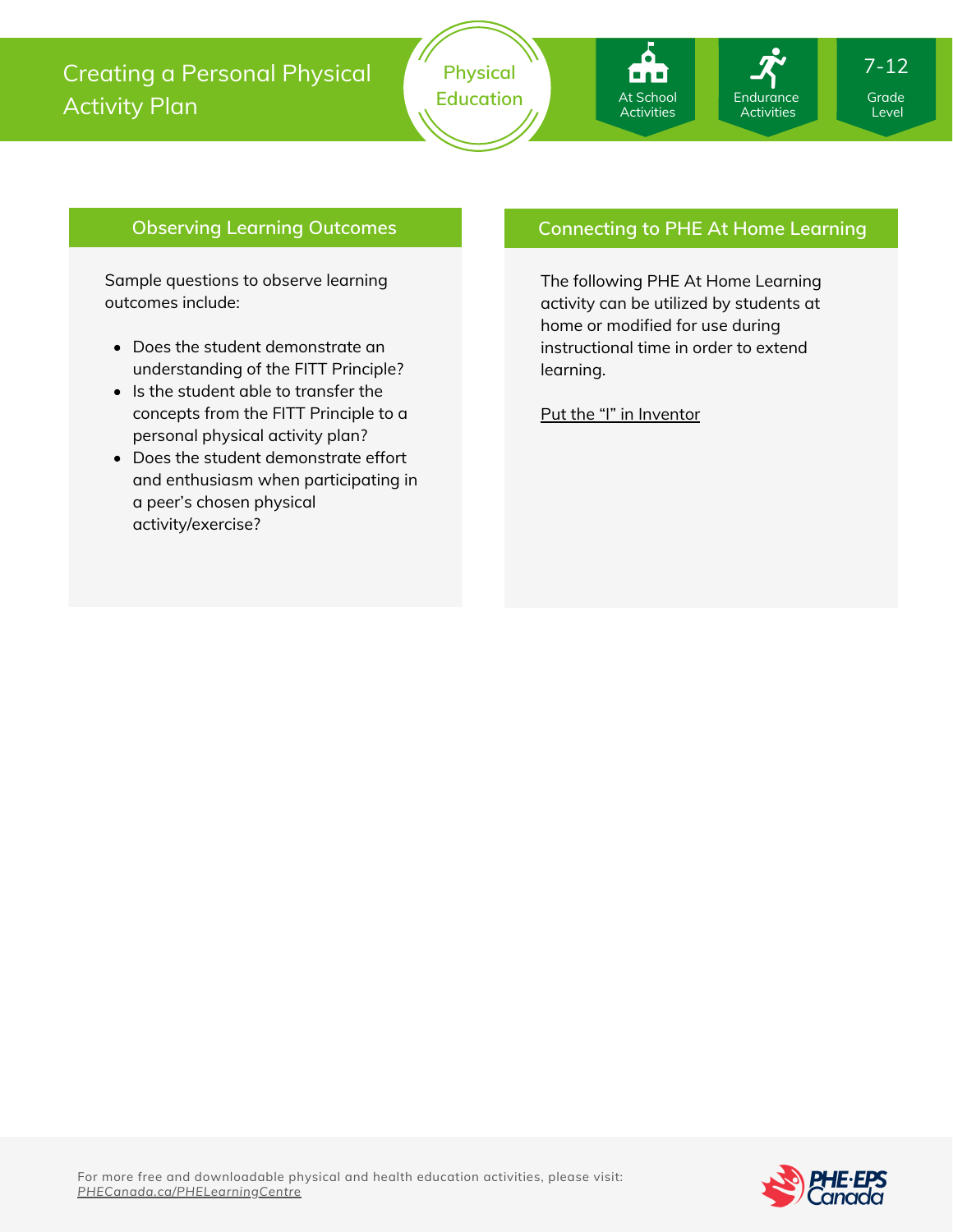## Observing Learning Outcomes

Sample questions to observe learning outcomes include:

- Does the student demonstrate an understanding of the FITT Principle?
- Is the student able to transfer the concepts from the FITT Principle to a personal physical activity plan?
- Does the student demonstrate effort and enthusiasm when participating in a peer's chosen physical activity/exercise?

## Connecting to PHE At Home Learning

The following PHE At Home Learning activity can be utilized by students at home or modified for use during instructional time in order to extend learning.

Put the "I" in Inventor